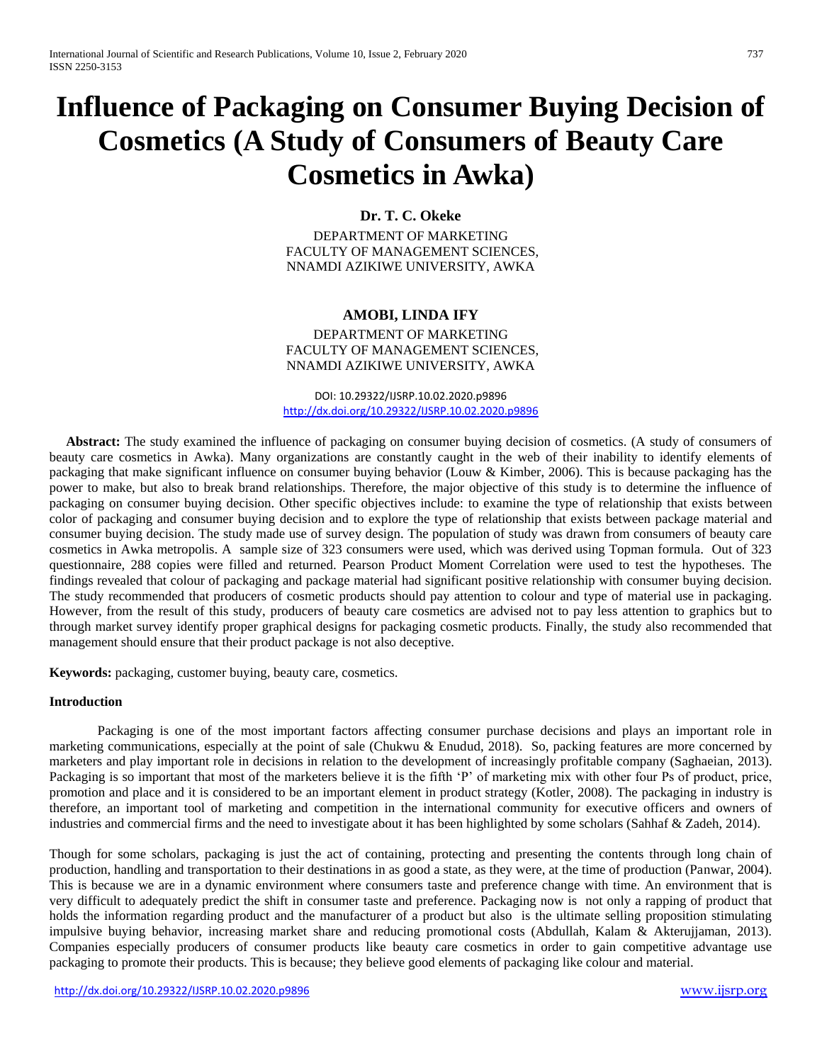# Influence of Packaging on Consumer Buying Decision of Cosmetics (A Study of Consumers of Beauty Care Cosmetics in Awka)

**Dr. T. C. Okeke**

DEPARTMENT OF MARKETING
FACULTY OF MANAGEMENT SCIENCES,
NNAMDI AZIKIWE UNIVERSITY, AWKA

**AMOBI, LINDA IFY**

DEPARTMENT OF MARKETING
FACULTY OF MANAGEMENT SCIENCES,
NNAMDI AZIKIWE UNIVERSITY, AWKA

DOI: 10.29322/IJSRP.10.02.2020.p9896
http://dx.doi.org/10.29322/IJSRP.10.02.2020.p9896

**Abstract:** The study examined the influence of packaging on consumer buying decision of cosmetics. (A study of consumers of beauty care cosmetics in Awka). Many organizations are constantly caught in the web of their inability to identify elements of packaging that make significant influence on consumer buying behavior (Louw & Kimber, 2006). This is because packaging has the power to make, but also to break brand relationships. Therefore, the major objective of this study is to determine the influence of packaging on consumer buying decision. Other specific objectives include: to examine the type of relationship that exists between color of packaging and consumer buying decision and to explore the type of relationship that exists between package material and consumer buying decision. The study made use of survey design. The population of study was drawn from consumers of beauty care cosmetics in Awka metropolis. A sample size of 323 consumers were used, which was derived using Topman formula. Out of 323 questionnaire, 288 copies were filled and returned. Pearson Product Moment Correlation were used to test the hypotheses. The findings revealed that colour of packaging and package material had significant positive relationship with consumer buying decision. The study recommended that producers of cosmetic products should pay attention to colour and type of material use in packaging. However, from the result of this study, producers of beauty care cosmetics are advised not to pay less attention to graphics but to through market survey identify proper graphical designs for packaging cosmetic products. Finally, the study also recommended that management should ensure that their product package is not also deceptive.

**Keywords:** packaging, customer buying, beauty care, cosmetics.

## Introduction

Packaging is one of the most important factors affecting consumer purchase decisions and plays an important role in marketing communications, especially at the point of sale (Chukwu & Enudud, 2018). So, packing features are more concerned by marketers and play important role in decisions in relation to the development of increasingly profitable company (Saghaeian, 2013). Packaging is so important that most of the marketers believe it is the fifth 'P' of marketing mix with other four Ps of product, price, promotion and place and it is considered to be an important element in product strategy (Kotler, 2008). The packaging in industry is therefore, an important tool of marketing and competition in the international community for executive officers and owners of industries and commercial firms and the need to investigate about it has been highlighted by some scholars (Sahhaf & Zadeh, 2014).

Though for some scholars, packaging is just the act of containing, protecting and presenting the contents through long chain of production, handling and transportation to their destinations in as good a state, as they were, at the time of production (Panwar, 2004). This is because we are in a dynamic environment where consumers taste and preference change with time. An environment that is very difficult to adequately predict the shift in consumer taste and preference. Packaging now is not only a rapping of product that holds the information regarding product and the manufacturer of a product but also is the ultimate selling proposition stimulating impulsive buying behavior, increasing market share and reducing promotional costs (Abdullah, Kalam & Akterujjaman, 2013). Companies especially producers of consumer products like beauty care cosmetics in order to gain competitive advantage use packaging to promote their products. This is because; they believe good elements of packaging like colour and material.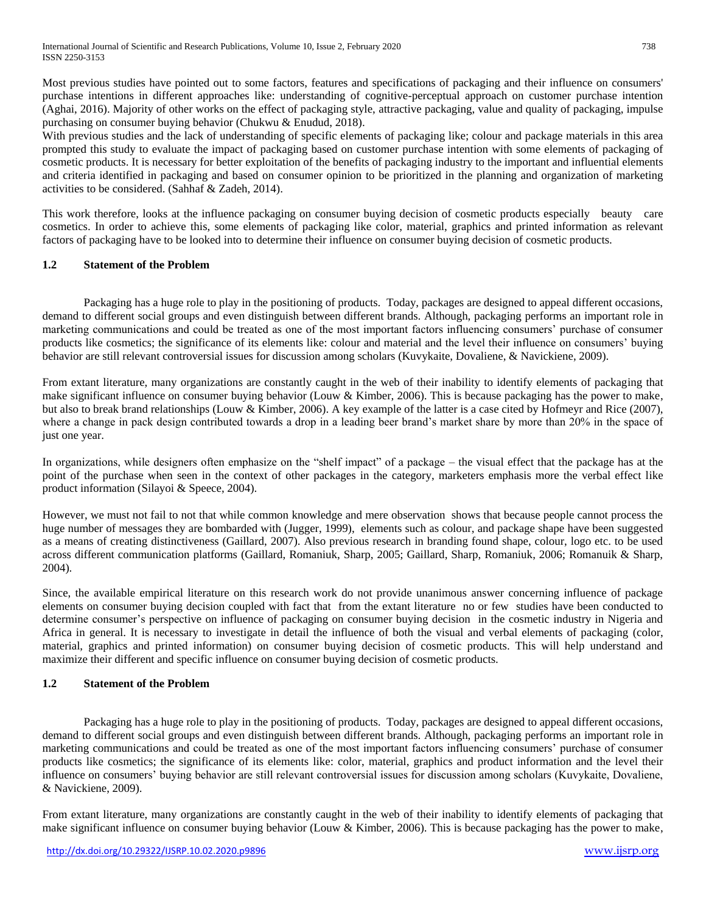Most previous studies have pointed out to some factors, features and specifications of packaging and their influence on consumers' purchase intentions in different approaches like: understanding of cognitive-perceptual approach on customer purchase intention (Aghai, 2016). Majority of other works on the effect of packaging style, attractive packaging, value and quality of packaging, impulse purchasing on consumer buying behavior (Chukwu & Enudud, 2018).

With previous studies and the lack of understanding of specific elements of packaging like; colour and package materials in this area prompted this study to evaluate the impact of packaging based on customer purchase intention with some elements of packaging of cosmetic products. It is necessary for better exploitation of the benefits of packaging industry to the important and influential elements and criteria identified in packaging and based on consumer opinion to be prioritized in the planning and organization of marketing activities to be considered. (Sahhaf & Zadeh, 2014).

This work therefore, looks at the influence packaging on consumer buying decision of cosmetic products especially beauty care cosmetics. In order to achieve this, some elements of packaging like color, material, graphics and printed information as relevant factors of packaging have to be looked into to determine their influence on consumer buying decision of cosmetic products.

## 1.2 Statement of the Problem

Packaging has a huge role to play in the positioning of products. Today, packages are designed to appeal different occasions, demand to different social groups and even distinguish between different brands. Although, packaging performs an important role in marketing communications and could be treated as one of the most important factors influencing consumers' purchase of consumer products like cosmetics; the significance of its elements like: colour and material and the level their influence on consumers' buying behavior are still relevant controversial issues for discussion among scholars (Kuvykaite, Dovaliene, & Navickiene, 2009).

From extant literature, many organizations are constantly caught in the web of their inability to identify elements of packaging that make significant influence on consumer buying behavior (Louw & Kimber, 2006). This is because packaging has the power to make, but also to break brand relationships (Louw & Kimber, 2006). A key example of the latter is a case cited by Hofmeyr and Rice (2007), where a change in pack design contributed towards a drop in a leading beer brand's market share by more than 20% in the space of just one year.

In organizations, while designers often emphasize on the "shelf impact" of a package – the visual effect that the package has at the point of the purchase when seen in the context of other packages in the category, marketers emphasis more the verbal effect like product information (Silayoi & Speece, 2004).

However, we must not fail to not that while common knowledge and mere observation shows that because people cannot process the huge number of messages they are bombarded with (Jugger, 1999), elements such as colour, and package shape have been suggested as a means of creating distinctiveness (Gaillard, 2007). Also previous research in branding found shape, colour, logo etc. to be used across different communication platforms (Gaillard, Romaniuk, Sharp, 2005; Gaillard, Sharp, Romaniuk, 2006; Romanuik & Sharp, 2004).

Since, the available empirical literature on this research work do not provide unanimous answer concerning influence of package elements on consumer buying decision coupled with fact that from the extant literature no or few studies have been conducted to determine consumer's perspective on influence of packaging on consumer buying decision in the cosmetic industry in Nigeria and Africa in general. It is necessary to investigate in detail the influence of both the visual and verbal elements of packaging (color, material, graphics and printed information) on consumer buying decision of cosmetic products. This will help understand and maximize their different and specific influence on consumer buying decision of cosmetic products.

## 1.2 Statement of the Problem

Packaging has a huge role to play in the positioning of products. Today, packages are designed to appeal different occasions, demand to different social groups and even distinguish between different brands. Although, packaging performs an important role in marketing communications and could be treated as one of the most important factors influencing consumers' purchase of consumer products like cosmetics; the significance of its elements like: color, material, graphics and product information and the level their influence on consumers' buying behavior are still relevant controversial issues for discussion among scholars (Kuvykaite, Dovaliene, & Navickiene, 2009).

From extant literature, many organizations are constantly caught in the web of their inability to identify elements of packaging that make significant influence on consumer buying behavior (Louw & Kimber, 2006). This is because packaging has the power to make,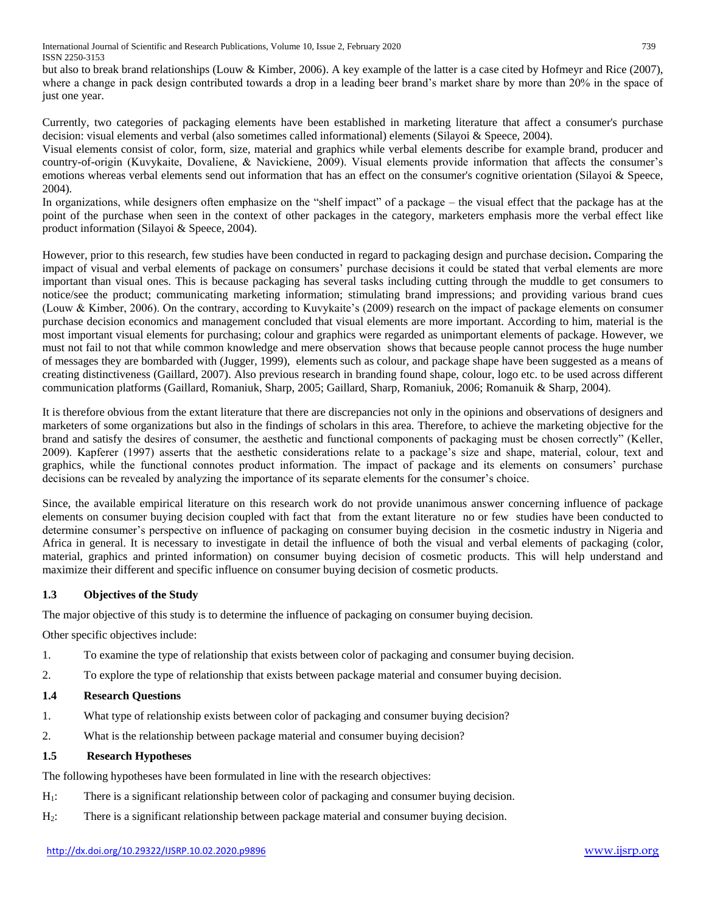but also to break brand relationships (Louw & Kimber, 2006). A key example of the latter is a case cited by Hofmeyr and Rice (2007), where a change in pack design contributed towards a drop in a leading beer brand's market share by more than 20% in the space of just one year.

Currently, two categories of packaging elements have been established in marketing literature that affect a consumer's purchase decision: visual elements and verbal (also sometimes called informational) elements (Silayoi & Speece, 2004).

Visual elements consist of color, form, size, material and graphics while verbal elements describe for example brand, producer and country-of-origin (Kuvykaite, Dovaliene, & Navickiene, 2009). Visual elements provide information that affects the consumer's emotions whereas verbal elements send out information that has an effect on the consumer's cognitive orientation (Silayoi & Speece, 2004).

In organizations, while designers often emphasize on the "shelf impact" of a package – the visual effect that the package has at the point of the purchase when seen in the context of other packages in the category, marketers emphasis more the verbal effect like product information (Silayoi & Speece, 2004).

However, prior to this research, few studies have been conducted in regard to packaging design and purchase decision**.** Comparing the impact of visual and verbal elements of package on consumers' purchase decisions it could be stated that verbal elements are more important than visual ones. This is because packaging has several tasks including cutting through the muddle to get consumers to notice/see the product; communicating marketing information; stimulating brand impressions; and providing various brand cues (Louw & Kimber, 2006). On the contrary, according to Kuvykaite's (2009) research on the impact of package elements on consumer purchase decision economics and management concluded that visual elements are more important. According to him, material is the most important visual elements for purchasing; colour and graphics were regarded as unimportant elements of package. However, we must not fail to not that while common knowledge and mere observation shows that because people cannot process the huge number of messages they are bombarded with (Jugger, 1999), elements such as colour, and package shape have been suggested as a means of creating distinctiveness (Gaillard, 2007). Also previous research in branding found shape, colour, logo etc. to be used across different communication platforms (Gaillard, Romaniuk, Sharp, 2005; Gaillard, Sharp, Romaniuk, 2006; Romanuik & Sharp, 2004).

It is therefore obvious from the extant literature that there are discrepancies not only in the opinions and observations of designers and marketers of some organizations but also in the findings of scholars in this area. Therefore, to achieve the marketing objective for the brand and satisfy the desires of consumer, the aesthetic and functional components of packaging must be chosen correctly" (Keller, 2009). Kapferer (1997) asserts that the aesthetic considerations relate to a package's size and shape, material, colour, text and graphics, while the functional connotes product information. The impact of package and its elements on consumers' purchase decisions can be revealed by analyzing the importance of its separate elements for the consumer's choice.

Since, the available empirical literature on this research work do not provide unanimous answer concerning influence of package elements on consumer buying decision coupled with fact that from the extant literature no or few studies have been conducted to determine consumer's perspective on influence of packaging on consumer buying decision in the cosmetic industry in Nigeria and Africa in general. It is necessary to investigate in detail the influence of both the visual and verbal elements of packaging (color, material, graphics and printed information) on consumer buying decision of cosmetic products. This will help understand and maximize their different and specific influence on consumer buying decision of cosmetic products.

### 1.3 Objectives of the Study

The major objective of this study is to determine the influence of packaging on consumer buying decision.

Other specific objectives include:

1. To examine the type of relationship that exists between color of packaging and consumer buying decision.
2. To explore the type of relationship that exists between package material and consumer buying decision.

### 1.4 Research Questions

1. What type of relationship exists between color of packaging and consumer buying decision?
2. What is the relationship between package material and consumer buying decision?

### 1.5 Research Hypotheses

The following hypotheses have been formulated in line with the research objectives:

$H_1$: There is a significant relationship between color of packaging and consumer buying decision.

$H_2$: There is a significant relationship between package material and consumer buying decision.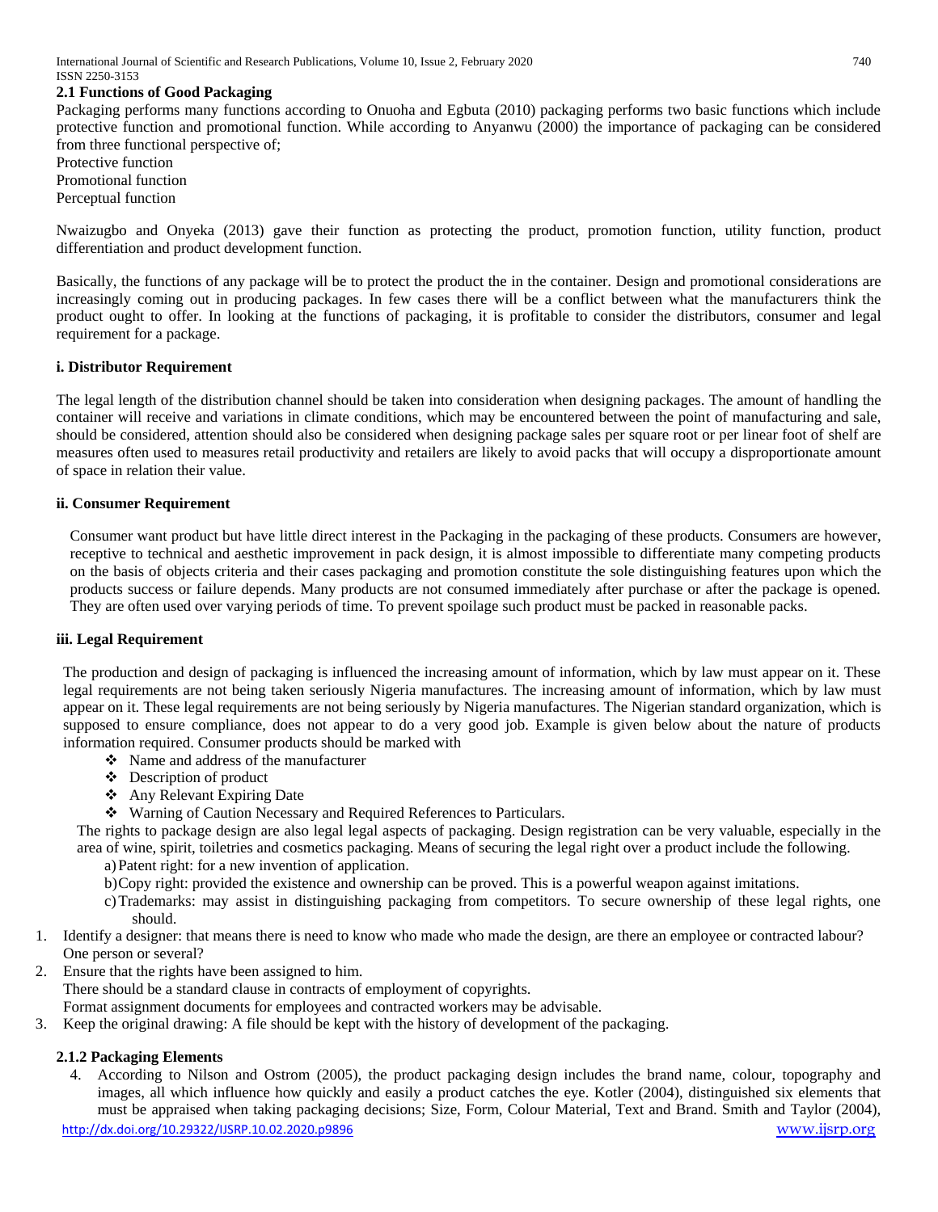### 2.1 Functions of Good Packaging

Packaging performs many functions according to Onuoha and Egbuta (2010) packaging performs two basic functions which include protective function and promotional function. While according to Anyanwu (2000) the importance of packaging can be considered from three functional perspective of;

Protective function

Promotional function

Perceptual function

Nwaizugbo and Onyeka (2013) gave their function as protecting the product, promotion function, utility function, product differentiation and product development function.

Basically, the functions of any package will be to protect the product the in the container. Design and promotional considerations are increasingly coming out in producing packages. In few cases there will be a conflict between what the manufacturers think the product ought to offer. In looking at the functions of packaging, it is profitable to consider the distributors, consumer and legal requirement for a package.

**i. Distributor Requirement**

The legal length of the distribution channel should be taken into consideration when designing packages. The amount of handling the container will receive and variations in climate conditions, which may be encountered between the point of manufacturing and sale, should be considered, attention should also be considered when designing package sales per square root or per linear foot of shelf are measures often used to measures retail productivity and retailers are likely to avoid packs that will occupy a disproportionate amount of space in relation their value.

**ii. Consumer Requirement**

Consumer want product but have little direct interest in the Packaging in the packaging of these products. Consumers are however, receptive to technical and aesthetic improvement in pack design, it is almost impossible to differentiate many competing products on the basis of objects criteria and their cases packaging and promotion constitute the sole distinguishing features upon which the products success or failure depends. Many products are not consumed immediately after purchase or after the package is opened. They are often used over varying periods of time. To prevent spoilage such product must be packed in reasonable packs.

**iii. Legal Requirement**

The production and design of packaging is influenced the increasing amount of information, which by law must appear on it. These legal requirements are not being taken seriously Nigeria manufactures. The increasing amount of information, which by law must appear on it. These legal requirements are not being seriously by Nigeria manufactures. The Nigerian standard organization, which is supposed to ensure compliance, does not appear to do a very good job. Example is given below about the nature of products information required. Consumer products should be marked with

- Name and address of the manufacturer
- Description of product
- Any Relevant Expiring Date
- Warning of Caution Necessary and Required References to Particulars.

The rights to package design are also legal legal aspects of packaging. Design registration can be very valuable, especially in the area of wine, spirit, toiletries and cosmetics packaging. Means of securing the legal right over a product include the following.

a) Patent right: for a new invention of application.

b) Copy right: provided the existence and ownership can be proved. This is a powerful weapon against imitations.

c) Trademarks: may assist in distinguishing packaging from competitors. To secure ownership of these legal rights, one should.

1. Identify a designer: that means there is need to know who made who made the design, are there an employee or contracted labour? One person or several?
2. Ensure that the rights have been assigned to him.
   There should be a standard clause in contracts of employment of copyrights.
   Format assignment documents for employees and contracted workers may be advisable.
3. Keep the original drawing: A file should be kept with the history of development of the packaging.

### 2.1.2 Packaging Elements

4. According to Nilson and Ostrom (2005), the product packaging design includes the brand name, colour, topography and images, all which influence how quickly and easily a product catches the eye. Kotler (2004), distinguished six elements that must be appraised when taking packaging decisions; Size, Form, Colour Material, Text and Brand. Smith and Taylor (2004),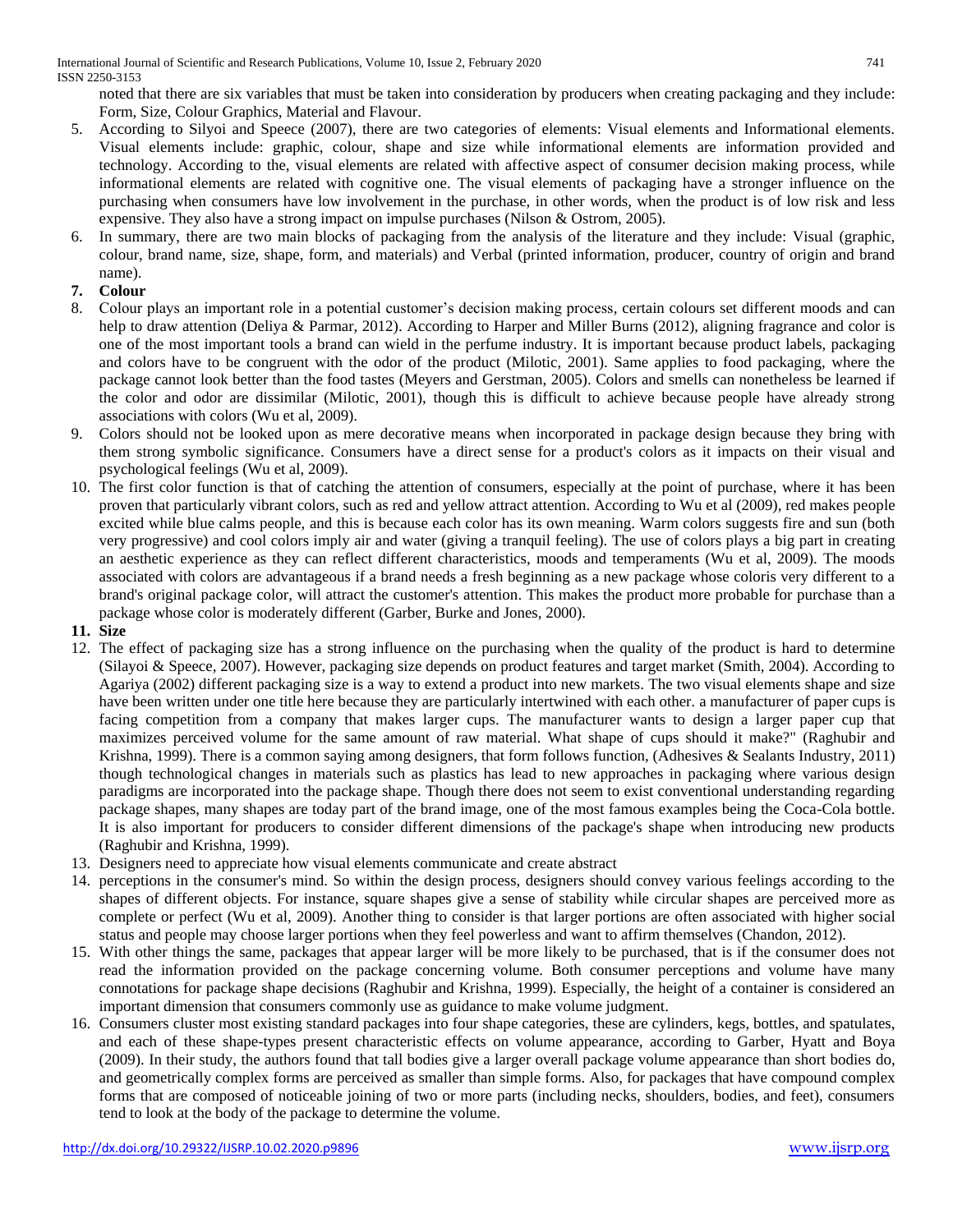noted that there are six variables that must be taken into consideration by producers when creating packaging and they include: Form, Size, Colour Graphics, Material and Flavour.

5. According to Silyoi and Speece (2007), there are two categories of elements: Visual elements and Informational elements. Visual elements include: graphic, colour, shape and size while informational elements are information provided and technology. According to the, visual elements are related with affective aspect of consumer decision making process, while informational elements are related with cognitive one. The visual elements of packaging have a stronger influence on the purchasing when consumers have low involvement in the purchase, in other words, when the product is of low risk and less expensive. They also have a strong impact on impulse purchases (Nilson & Ostrom, 2005).
6. In summary, there are two main blocks of packaging from the analysis of the literature and they include: Visual (graphic, colour, brand name, size, shape, form, and materials) and Verbal (printed information, producer, country of origin and brand name).
7. **Colour**
8. Colour plays an important role in a potential customer's decision making process, certain colours set different moods and can help to draw attention (Deliya & Parmar, 2012). According to Harper and Miller Burns (2012), aligning fragrance and color is one of the most important tools a brand can wield in the perfume industry. It is important because product labels, packaging and colors have to be congruent with the odor of the product (Milotic, 2001). Same applies to food packaging, where the package cannot look better than the food tastes (Meyers and Gerstman, 2005). Colors and smells can nonetheless be learned if the color and odor are dissimilar (Milotic, 2001), though this is difficult to achieve because people have already strong associations with colors (Wu et al, 2009).
9. Colors should not be looked upon as mere decorative means when incorporated in package design because they bring with them strong symbolic significance. Consumers have a direct sense for a product's colors as it impacts on their visual and psychological feelings (Wu et al, 2009).
10. The first color function is that of catching the attention of consumers, especially at the point of purchase, where it has been proven that particularly vibrant colors, such as red and yellow attract attention. According to Wu et al (2009), red makes people excited while blue calms people, and this is because each color has its own meaning. Warm colors suggests fire and sun (both very progressive) and cool colors imply air and water (giving a tranquil feeling). The use of colors plays a big part in creating an aesthetic experience as they can reflect different characteristics, moods and temperaments (Wu et al, 2009). The moods associated with colors are advantageous if a brand needs a fresh beginning as a new package whose coloris very different to a brand's original package color, will attract the customer's attention. This makes the product more probable for purchase than a package whose color is moderately different (Garber, Burke and Jones, 2000).
11. **Size**
12. The effect of packaging size has a strong influence on the purchasing when the quality of the product is hard to determine (Silayoi & Speece, 2007). However, packaging size depends on product features and target market (Smith, 2004). According to Agariya (2002) different packaging size is a way to extend a product into new markets. The two visual elements shape and size have been written under one title here because they are particularly intertwined with each other. a manufacturer of paper cups is facing competition from a company that makes larger cups. The manufacturer wants to design a larger paper cup that maximizes perceived volume for the same amount of raw material. What shape of cups should it make?" (Raghubir and Krishna, 1999). There is a common saying among designers, that form follows function, (Adhesives & Sealants Industry, 2011) though technological changes in materials such as plastics has lead to new approaches in packaging where various design paradigms are incorporated into the package shape. Though there does not seem to exist conventional understanding regarding package shapes, many shapes are today part of the brand image, one of the most famous examples being the Coca-Cola bottle. It is also important for producers to consider different dimensions of the package's shape when introducing new products (Raghubir and Krishna, 1999).
13. Designers need to appreciate how visual elements communicate and create abstract
14. perceptions in the consumer's mind. So within the design process, designers should convey various feelings according to the shapes of different objects. For instance, square shapes give a sense of stability while circular shapes are perceived more as complete or perfect (Wu et al, 2009). Another thing to consider is that larger portions are often associated with higher social status and people may choose larger portions when they feel powerless and want to affirm themselves (Chandon, 2012).
15. With other things the same, packages that appear larger will be more likely to be purchased, that is if the consumer does not read the information provided on the package concerning volume. Both consumer perceptions and volume have many connotations for package shape decisions (Raghubir and Krishna, 1999). Especially, the height of a container is considered an important dimension that consumers commonly use as guidance to make volume judgment.
16. Consumers cluster most existing standard packages into four shape categories, these are cylinders, kegs, bottles, and spatulates, and each of these shape-types present characteristic effects on volume appearance, according to Garber, Hyatt and Boya (2009). In their study, the authors found that tall bodies give a larger overall package volume appearance than short bodies do, and geometrically complex forms are perceived as smaller than simple forms. Also, for packages that have compound complex forms that are composed of noticeable joining of two or more parts (including necks, shoulders, bodies, and feet), consumers tend to look at the body of the package to determine the volume.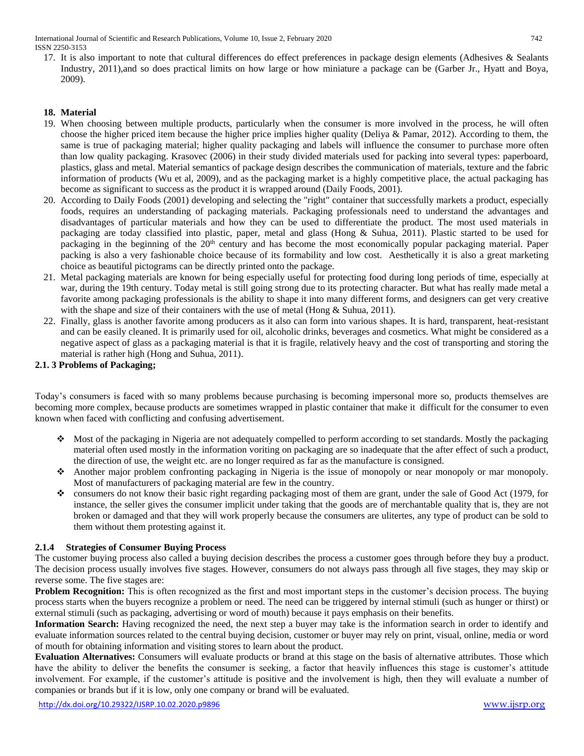17. It is also important to note that cultural differences do effect preferences in package design elements (Adhesives & Sealants Industry, 2011),and so does practical limits on how large or how miniature a package can be (Garber Jr., Hyatt and Boya, 2009).

18. **Material**

19. When choosing between multiple products, particularly when the consumer is more involved in the process, he will often choose the higher priced item because the higher price implies higher quality (Deliya & Pamar, 2012). According to them, the same is true of packaging material; higher quality packaging and labels will influence the consumer to purchase more often than low quality packaging. Krasovec (2006) in their study divided materials used for packing into several types: paperboard, plastics, glass and metal. Material semantics of package design describes the communication of materials, texture and the fabric information of products (Wu et al, 2009), and as the packaging market is a highly competitive place, the actual packaging has become as significant to success as the product it is wrapped around (Daily Foods, 2001).
20. According to Daily Foods (2001) developing and selecting the "right" container that successfully markets a product, especially foods, requires an understanding of packaging materials. Packaging professionals need to understand the advantages and disadvantages of particular materials and how they can be used to differentiate the product. The most used materials in packaging are today classified into plastic, paper, metal and glass (Hong & Suhua, 2011). Plastic started to be used for packaging in the beginning of the 20th century and has become the most economically popular packaging material. Paper packing is also a very fashionable choice because of its formability and low cost. Aesthetically it is also a great marketing choice as beautiful pictograms can be directly printed onto the package.
21. Metal packaging materials are known for being especially useful for protecting food during long periods of time, especially at war, during the 19th century. Today metal is still going strong due to its protecting character. But what has really made metal a favorite among packaging professionals is the ability to shape it into many different forms, and designers can get very creative with the shape and size of their containers with the use of metal (Hong & Suhua, 2011).
22. Finally, glass is another favorite among producers as it also can form into various shapes. It is hard, transparent, heat-resistant and can be easily cleaned. It is primarily used for oil, alcoholic drinks, beverages and cosmetics. What might be considered as a negative aspect of glass as a packaging material is that it is fragile, relatively heavy and the cost of transporting and storing the material is rather high (Hong and Suhua, 2011).

### 2.1. 3 Problems of Packaging;

Today's consumers is faced with so many problems because purchasing is becoming impersonal more so, products themselves are becoming more complex, because products are sometimes wrapped in plastic container that make it difficult for the consumer to even known when faced with conflicting and confusing advertisement.

- Most of the packaging in Nigeria are not adequately compelled to perform according to set standards. Mostly the packaging material often used mostly in the information voriting on packaging are so inadequate that the after effect of such a product, the direction of use, the weight etc. are no longer required as far as the manufacture is consigned.
- Another major problem confronting packaging in Nigeria is the issue of monopoly or near monopoly or mar monopoly. Most of manufacturers of packaging material are few in the country.
- consumers do not know their basic right regarding packaging most of them are grant, under the sale of Good Act (1979, for instance, the seller gives the consumer implicit under taking that the goods are of merchantable quality that is, they are not broken or damaged and that they will work properly because the consumers are ulitertes, any type of product can be sold to them without them protesting against it.

### 2.1.4 Strategies of Consumer Buying Process

The customer buying process also called a buying decision describes the process a customer goes through before they buy a product. The decision process usually involves five stages. However, consumers do not always pass through all five stages, they may skip or reverse some. The five stages are:

**Problem Recognition:** This is often recognized as the first and most important steps in the customer's decision process. The buying process starts when the buyers recognize a problem or need. The need can be triggered by internal stimuli (such as hunger or thirst) or external stimuli (such as packaging, advertising or word of mouth) because it pays emphasis on their benefits.

**Information Search:** Having recognized the need, the next step a buyer may take is the information search in order to identify and evaluate information sources related to the central buying decision, customer or buyer may rely on print, visual, online, media or word of mouth for obtaining information and visiting stores to learn about the product.

**Evaluation Alternatives:** Consumers will evaluate products or brand at this stage on the basis of alternative attributes. Those which have the ability to deliver the benefits the consumer is seeking, a factor that heavily influences this stage is customer's attitude involvement. For example, if the customer's attitude is positive and the involvement is high, then they will evaluate a number of companies or brands but if it is low, only one company or brand will be evaluated.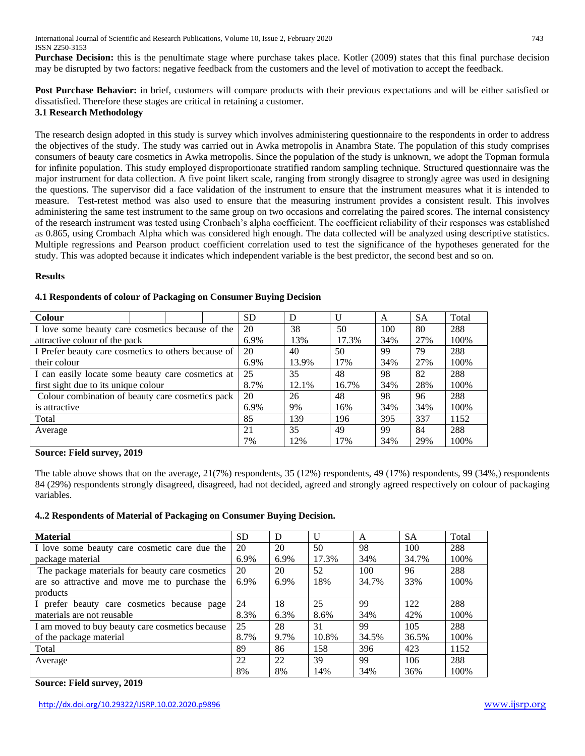**Purchase Decision:** this is the penultimate stage where purchase takes place. Kotler (2009) states that this final purchase decision may be disrupted by two factors: negative feedback from the customers and the level of motivation to accept the feedback.

**Post Purchase Behavior:** in brief, customers will compare products with their previous expectations and will be either satisfied or dissatisfied. Therefore these stages are critical in retaining a customer.

### 3.1 Research Methodology

The research design adopted in this study is survey which involves administering questionnaire to the respondents in order to address the objectives of the study. The study was carried out in Awka metropolis in Anambra State. The population of this study comprises consumers of beauty care cosmetics in Awka metropolis. Since the population of the study is unknown, we adopt the Topman formula for infinite population. This study employed disproportionate stratified random sampling technique. Structured questionnaire was the major instrument for data collection. A five point likert scale, ranging from strongly disagree to strongly agree was used in designing the questions. The supervisor did a face validation of the instrument to ensure that the instrument measures what it is intended to measure. Test-retest method was also used to ensure that the measuring instrument provides a consistent result. This involves administering the same test instrument to the same group on two occasions and correlating the paired scores. The internal consistency of the research instrument was tested using Cronbach's alpha coefficient. The coefficient reliability of their responses was established as 0.865, using Crombach Alpha which was considered high enough. The data collected will be analyzed using descriptive statistics. Multiple regressions and Pearson product coefficient correlation used to test the significance of the hypotheses generated for the study. This was adopted because it indicates which independent variable is the best predictor, the second best and so on.

### Results

#### 4.1 Respondents of colour of Packaging on Consumer Buying Decision

| Colour | SD | D | U | A | SA | Total |
|---|---|---|---|---|---|---|
| I love some beauty care cosmetics because of the attractive colour of the pack | 20<br>6.9% | 38<br>13% | 50<br>17.3% | 100<br>34% | 80<br>27% | 288<br>100% |
| I Prefer beauty care cosmetics to others because of their colour | 20<br>6.9% | 40<br>13.9% | 50<br>17% | 99<br>34% | 79<br>27% | 288<br>100% |
| I can easily locate some beauty care cosmetics at first sight due to its unique colour | 25<br>8.7% | 35<br>12.1% | 48<br>16.7% | 98<br>34% | 82<br>28% | 288<br>100% |
| Colour combination of beauty care cosmetics pack is attractive | 20<br>6.9% | 26<br>9% | 48<br>16% | 98<br>34% | 96<br>34% | 288<br>100% |
| Total | 85 | 139 | 196 | 395 | 337 | 1152 |
| Average | 21<br>7% | 35<br>12% | 49<br>17% | 99<br>34% | 84<br>29% | 288<br>100% |

**Source: Field survey, 2019**

The table above shows that on the average, 21(7%) respondents, 35 (12%) respondents, 49 (17%) respondents, 99 (34%,) respondents 84 (29%) respondents strongly disagreed, disagreed, had not decided, agreed and strongly agreed respectively on colour of packaging variables.

#### 4..2 Respondents of Material of Packaging on Consumer Buying Decision.

| Material | SD | D | U | A | SA | Total |
|---|---|---|---|---|---|---|
| I love some beauty care cosmetic care due the package material | 20<br>6.9% | 20<br>6.9% | 50<br>17.3% | 98<br>34% | 100<br>34.7% | 288<br>100% |
| The package materials for beauty care cosmetics are so attractive and move me to purchase the products | 20<br>6.9% | 20<br>6.9% | 52<br>18% | 100<br>34.7% | 96<br>33% | 288<br>100% |
| I prefer beauty care cosmetics because page materials are not reusable | 24<br>8.3% | 18<br>6.3% | 25<br>8.6% | 99<br>34% | 122<br>42% | 288<br>100% |
| I am moved to buy beauty care cosmetics because of the package material | 25<br>8.7% | 28<br>9.7% | 31<br>10.8% | 99<br>34.5% | 105<br>36.5% | 288<br>100% |
| Total | 89 | 86 | 158 | 396 | 423 | 1152 |
| Average | 22<br>8% | 22<br>8% | 39<br>14% | 99<br>34% | 106<br>36% | 288<br>100% |

**Source: Field survey, 2019**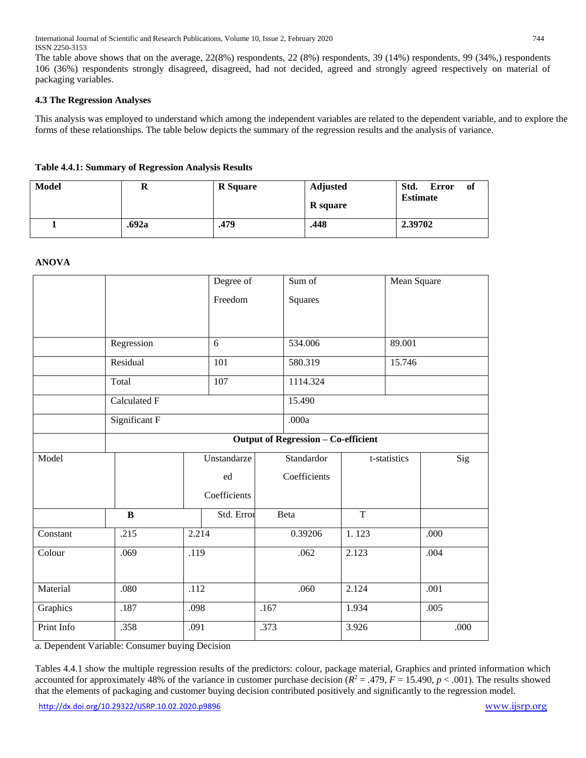The table above shows that on the average, 22(8%) respondents, 22 (8%) respondents, 39 (14%) respondents, 99 (34%,) respondents 106 (36%) respondents strongly disagreed, disagreed, had not decided, agreed and strongly agreed respectively on material of packaging variables.

### 4.3 The Regression Analyses

This analysis was employed to understand which among the independent variables are related to the dependent variable, and to explore the forms of these relationships. The table below depicts the summary of the regression results and the analysis of variance.

**Table 4.4.1: Summary of Regression Analysis Results**

| Model | R | R Square | Adjusted R square | Std. Error of Estimate |
|---|---|---|---|---|
| 1 | .692a | .479 | .448 | 2.39702 |

**ANOVA**

| | | Degree of Freedom | Sum of Squares | Mean Square |
|---|---|---|---|---|
| | Regression | 6 | 534.006 | 89.001 |
| | Residual | 101 | 580.319 | 15.746 |
| | Total | 107 | 1114.324 | |
| | Calculated F | | 15.490 | |
| | Significant F | | .000a | |

**Output of Regression – Co-efficient**

| Model | Unstandarzeed Coefficients | | Standardor Coefficients | t-statistics | Sig |
|---|---|---|---|---|---|
| | B | Std. Error | Beta | T | |
| Constant | .215 | 2.214 | 0.39206 | 1. 123 | .000 |
| Colour | .069 | .119 | .062 | 2.123 | .004 |
| Material | .080 | .112 | .060 | 2.124 | .001 |
| Graphics | .187 | .098 | .167 | 1.934 | .005 |
| Print Info | .358 | .091 | .373 | 3.926 | .000 |

a. Dependent Variable: Consumer buying Decision

Tables 4.4.1 show the multiple regression results of the predictors: colour, package material, Graphics and printed information which accounted for approximately 48% of the variance in customer purchase decision ($R^2 = .479$, $F = 15.490$, $p < .001$). The results showed that the elements of packaging and customer buying decision contributed positively and significantly to the regression model.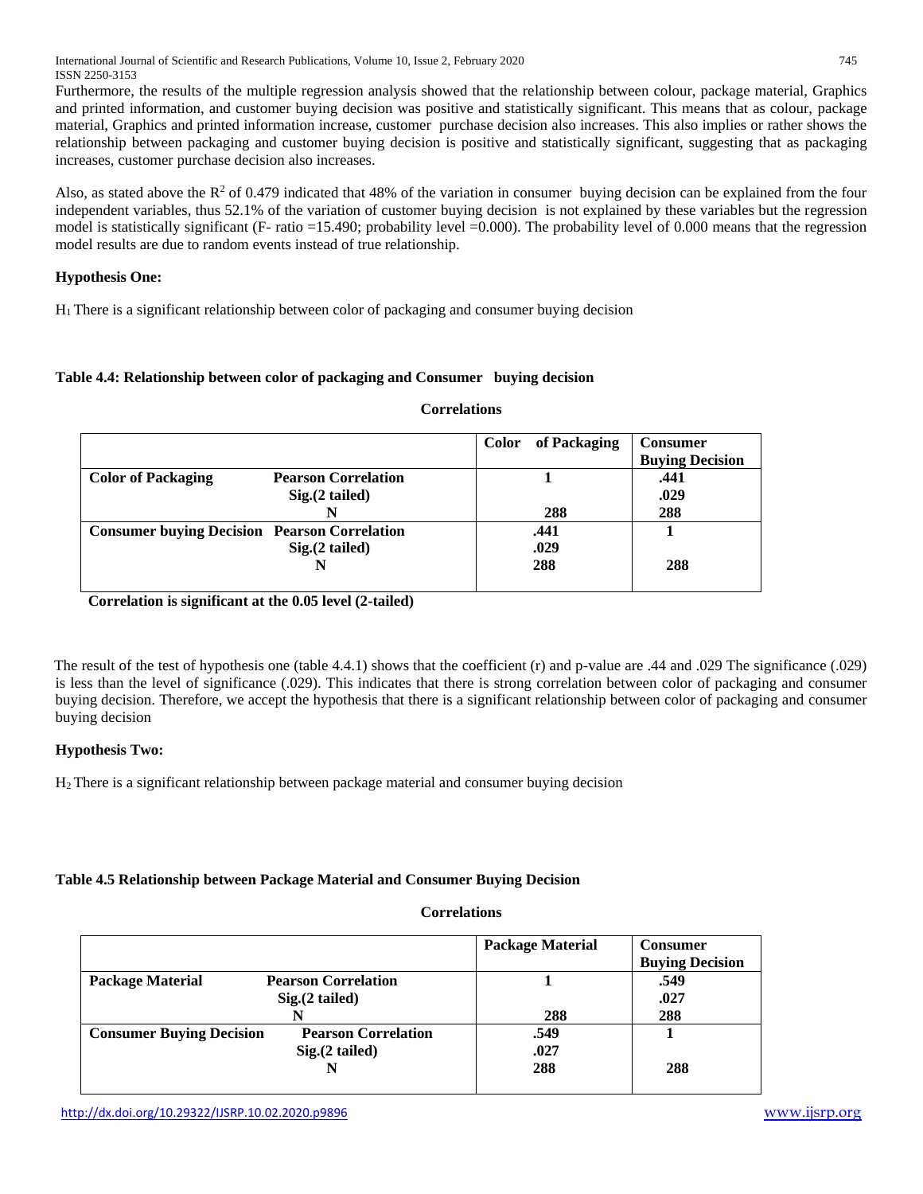Furthermore, the results of the multiple regression analysis showed that the relationship between colour, package material, Graphics and printed information, and customer buying decision was positive and statistically significant. This means that as colour, package material, Graphics and printed information increase, customer purchase decision also increases. This also implies or rather shows the relationship between packaging and customer buying decision is positive and statistically significant, suggesting that as packaging increases, customer purchase decision also increases.

Also, as stated above the $R^2$ of 0.479 indicated that 48% of the variation in consumer buying decision can be explained from the four independent variables, thus 52.1% of the variation of customer buying decision is not explained by these variables but the regression model is statistically significant (F- ratio =15.490; probability level =0.000). The probability level of 0.000 means that the regression model results are due to random events instead of true relationship.

**Hypothesis One:**

$H_1$ There is a significant relationship between color of packaging and consumer buying decision

**Table 4.4: Relationship between color of packaging and Consumer buying decision**

**Correlations**

| | | Color of Packaging | Consumer Buying Decision |
|---|---|---|---|
| **Color of Packaging** | **Pearson Correlation** | **1** | **.441** |
| | **Sig.(2 tailed)** | | **.029** |
| | **N** | **288** | **288** |
| **Consumer buying Decision** | **Pearson Correlation** | **.441** | **1** |
| | **Sig.(2 tailed)** | **.029** | |
| | **N** | **288** | **288** |

**Correlation is significant at the 0.05 level (2-tailed)**

The result of the test of hypothesis one (table 4.4.1) shows that the coefficient (r) and p-value are .44 and .029 The significance (.029) is less than the level of significance (.029). This indicates that there is strong correlation between color of packaging and consumer buying decision. Therefore, we accept the hypothesis that there is a significant relationship between color of packaging and consumer buying decision

**Hypothesis Two:**

$H_2$ There is a significant relationship between package material and consumer buying decision

**Table 4.5 Relationship between Package Material and Consumer Buying Decision**

**Correlations**

| | | Package Material | Consumer Buying Decision |
|---|---|---|---|
| **Package Material** | **Pearson Correlation** | **1** | **.549** |
| | **Sig.(2 tailed)** | | **.027** |
| | **N** | **288** | **288** |
| **Consumer Buying Decision** | **Pearson Correlation** | **.549** | **1** |
| | **Sig.(2 tailed)** | **.027** | |
| | **N** | **288** | **288** |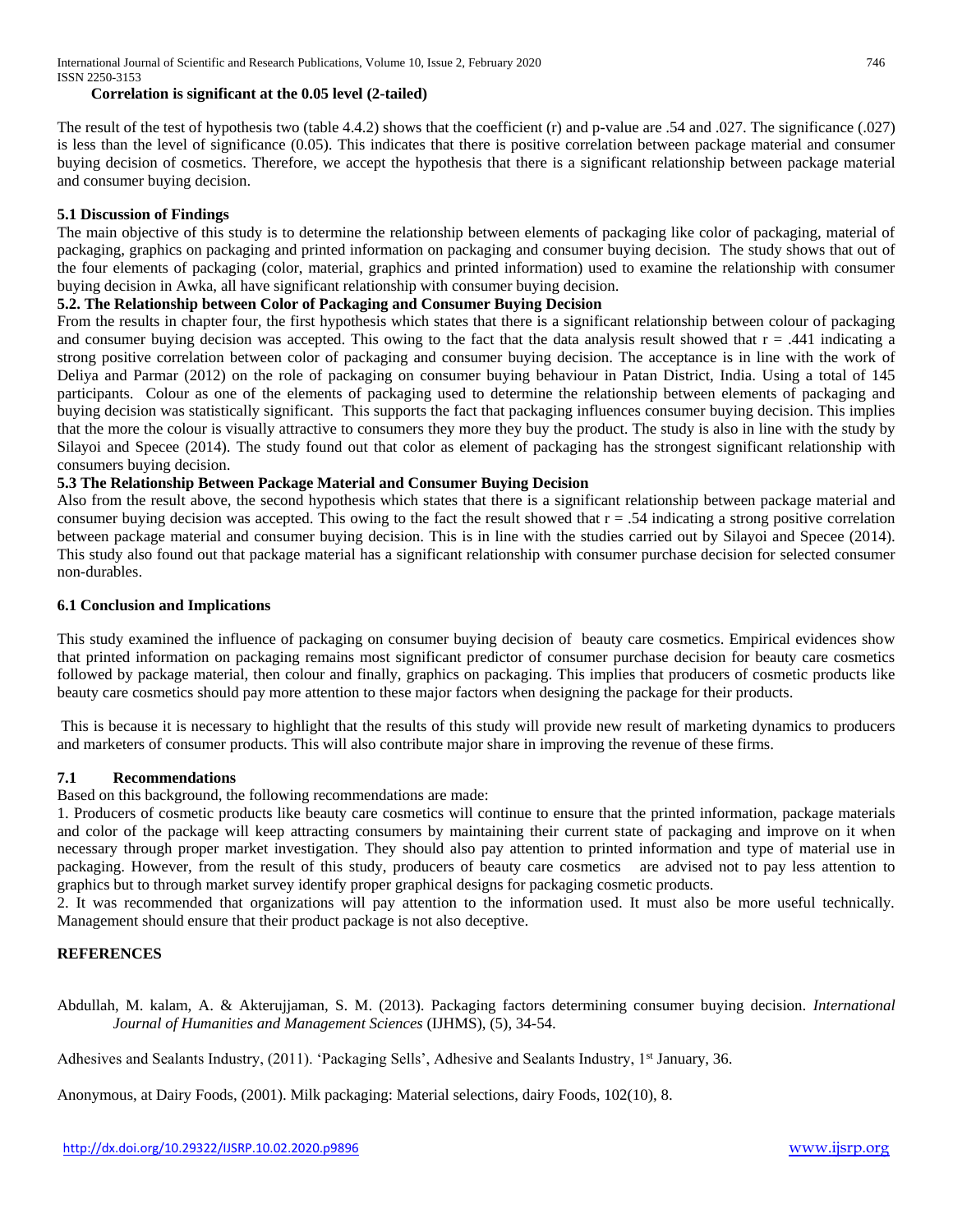**Correlation is significant at the 0.05 level (2-tailed)**

The result of the test of hypothesis two (table 4.4.2) shows that the coefficient (r) and p-value are .54 and .027. The significance (.027) is less than the level of significance (0.05). This indicates that there is positive correlation between package material and consumer buying decision of cosmetics. Therefore, we accept the hypothesis that there is a significant relationship between package material and consumer buying decision.

### 5.1 Discussion of Findings

The main objective of this study is to determine the relationship between elements of packaging like color of packaging, material of packaging, graphics on packaging and printed information on packaging and consumer buying decision. The study shows that out of the four elements of packaging (color, material, graphics and printed information) used to examine the relationship with consumer buying decision in Awka, all have significant relationship with consumer buying decision.

### 5.2. The Relationship between Color of Packaging and Consumer Buying Decision

From the results in chapter four, the first hypothesis which states that there is a significant relationship between colour of packaging and consumer buying decision was accepted. This owing to the fact that the data analysis result showed that $r = .441$ indicating a strong positive correlation between color of packaging and consumer buying decision. The acceptance is in line with the work of Deliya and Parmar (2012) on the role of packaging on consumer buying behaviour in Patan District, India. Using a total of 145 participants. Colour as one of the elements of packaging used to determine the relationship between elements of packaging and buying decision was statistically significant. This supports the fact that packaging influences consumer buying decision. This implies that the more the colour is visually attractive to consumers they more they buy the product. The study is also in line with the study by Silayoi and Specee (2014). The study found out that color as element of packaging has the strongest significant relationship with consumers buying decision.

### 5.3 The Relationship Between Package Material and Consumer Buying Decision

Also from the result above, the second hypothesis which states that there is a significant relationship between package material and consumer buying decision was accepted. This owing to the fact the result showed that $r = .54$ indicating a strong positive correlation between package material and consumer buying decision. This is in line with the studies carried out by Silayoi and Specee (2014). This study also found out that package material has a significant relationship with consumer purchase decision for selected consumer non-durables.

### 6.1 Conclusion and Implications

This study examined the influence of packaging on consumer buying decision of beauty care cosmetics. Empirical evidences show that printed information on packaging remains most significant predictor of consumer purchase decision for beauty care cosmetics followed by package material, then colour and finally, graphics on packaging. This implies that producers of cosmetic products like beauty care cosmetics should pay more attention to these major factors when designing the package for their products.

This is because it is necessary to highlight that the results of this study will provide new result of marketing dynamics to producers and marketers of consumer products. This will also contribute major share in improving the revenue of these firms.

### 7.1 Recommendations

Based on this background, the following recommendations are made:

1. Producers of cosmetic products like beauty care cosmetics will continue to ensure that the printed information, package materials and color of the package will keep attracting consumers by maintaining their current state of packaging and improve on it when necessary through proper market investigation. They should also pay attention to printed information and type of material use in packaging. However, from the result of this study, producers of beauty care cosmetics are advised not to pay less attention to graphics but to through market survey identify proper graphical designs for packaging cosmetic products.
2. It was recommended that organizations will pay attention to the information used. It must also be more useful technically. Management should ensure that their product package is not also deceptive.

## REFERENCES

Abdullah, M. kalam, A. & Akterujjaman, S. M. (2013). Packaging factors determining consumer buying decision. *International Journal of Humanities and Management Sciences* (IJHMS), (5), 34-54.

Adhesives and Sealants Industry, (2011). 'Packaging Sells', Adhesive and Sealants Industry, 1st January, 36.

Anonymous, at Dairy Foods, (2001). Milk packaging: Material selections, dairy Foods, 102(10), 8.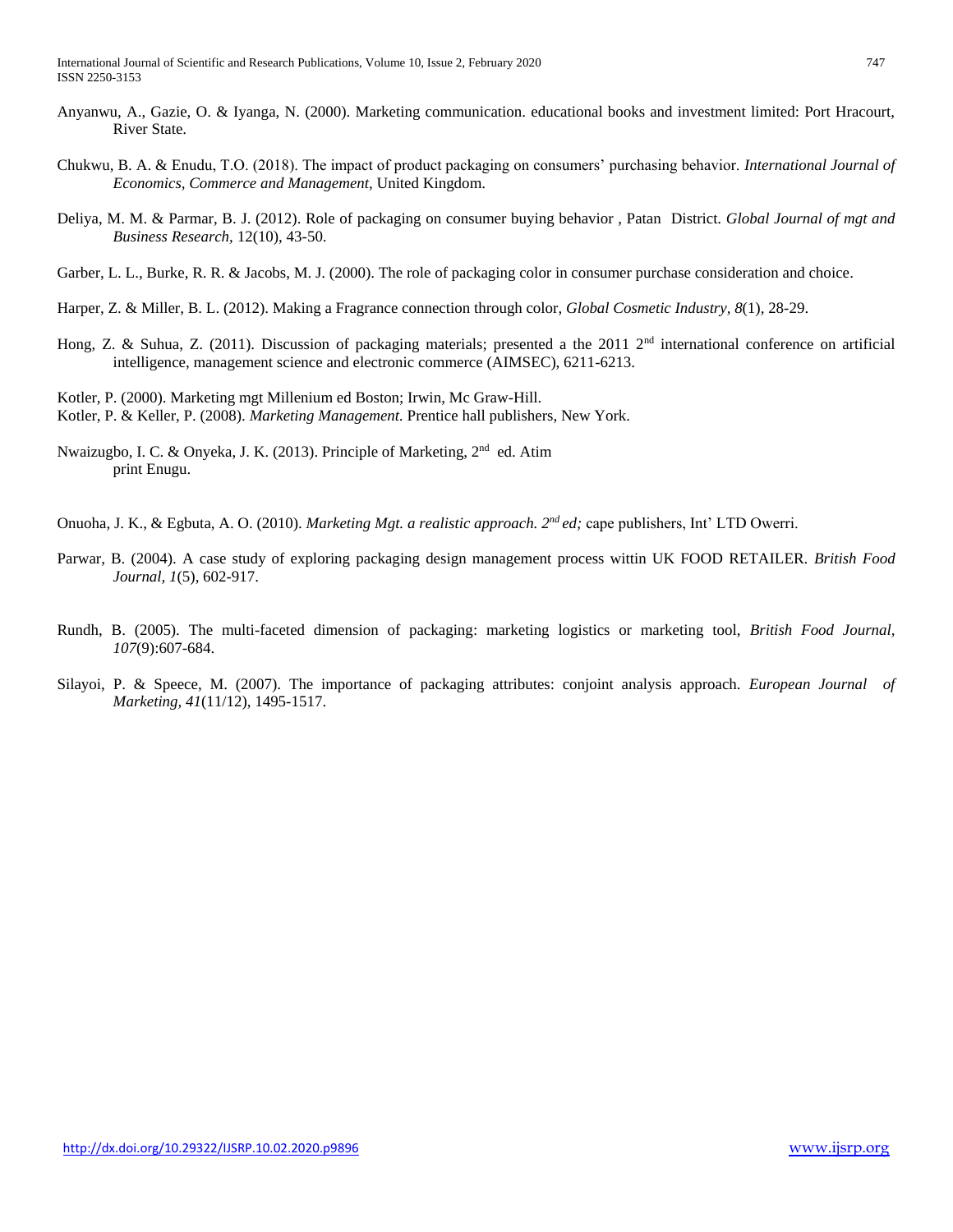Anyanwu, A., Gazie, O. & Iyanga, N. (2000). Marketing communication. educational books and investment limited: Port Hracourt, River State.

Chukwu, B. A. & Enudu, T.O. (2018). The impact of product packaging on consumers' purchasing behavior. *International Journal of Economics, Commerce and Management,* United Kingdom.

Deliya, M. M. & Parmar, B. J. (2012). Role of packaging on consumer buying behavior , Patan District. *Global Journal of mgt and Business Research,* 12(10), 43-50.

Garber, L. L., Burke, R. R. & Jacobs, M. J. (2000). The role of packaging color in consumer purchase consideration and choice.

Harper, Z. & Miller, B. L. (2012). Making a Fragrance connection through color, *Global Cosmetic Industry, 8*(1), 28-29.

Hong, Z. & Suhua, Z. (2011). Discussion of packaging materials; presented a the 2011 2nd international conference on artificial intelligence, management science and electronic commerce (AIMSEC), 6211-6213.

Kotler, P. (2000). Marketing mgt Millenium ed Boston; Irwin, Mc Graw-Hill.
Kotler, P. & Keller, P. (2008). *Marketing Management*. Prentice hall publishers, New York.

Nwaizugbo, I. C. & Onyeka, J. K. (2013). Principle of Marketing, 2nd ed. Atim print Enugu.

Onuoha, J. K., & Egbuta, A. O. (2010). *Marketing Mgt. a realistic approach. 2nd ed;* cape publishers, Int' LTD Owerri.

Parwar, B. (2004). A case study of exploring packaging design management process wittin UK FOOD RETAILER. *British Food Journal, 1*(5), 602-917.

Rundh, B. (2005). The multi-faceted dimension of packaging: marketing logistics or marketing tool, *British Food Journal, 107*(9):607-684.

Silayoi, P. & Speece, M. (2007). The importance of packaging attributes: conjoint analysis approach. *European Journal of Marketing, 41*(11/12), 1495-1517.